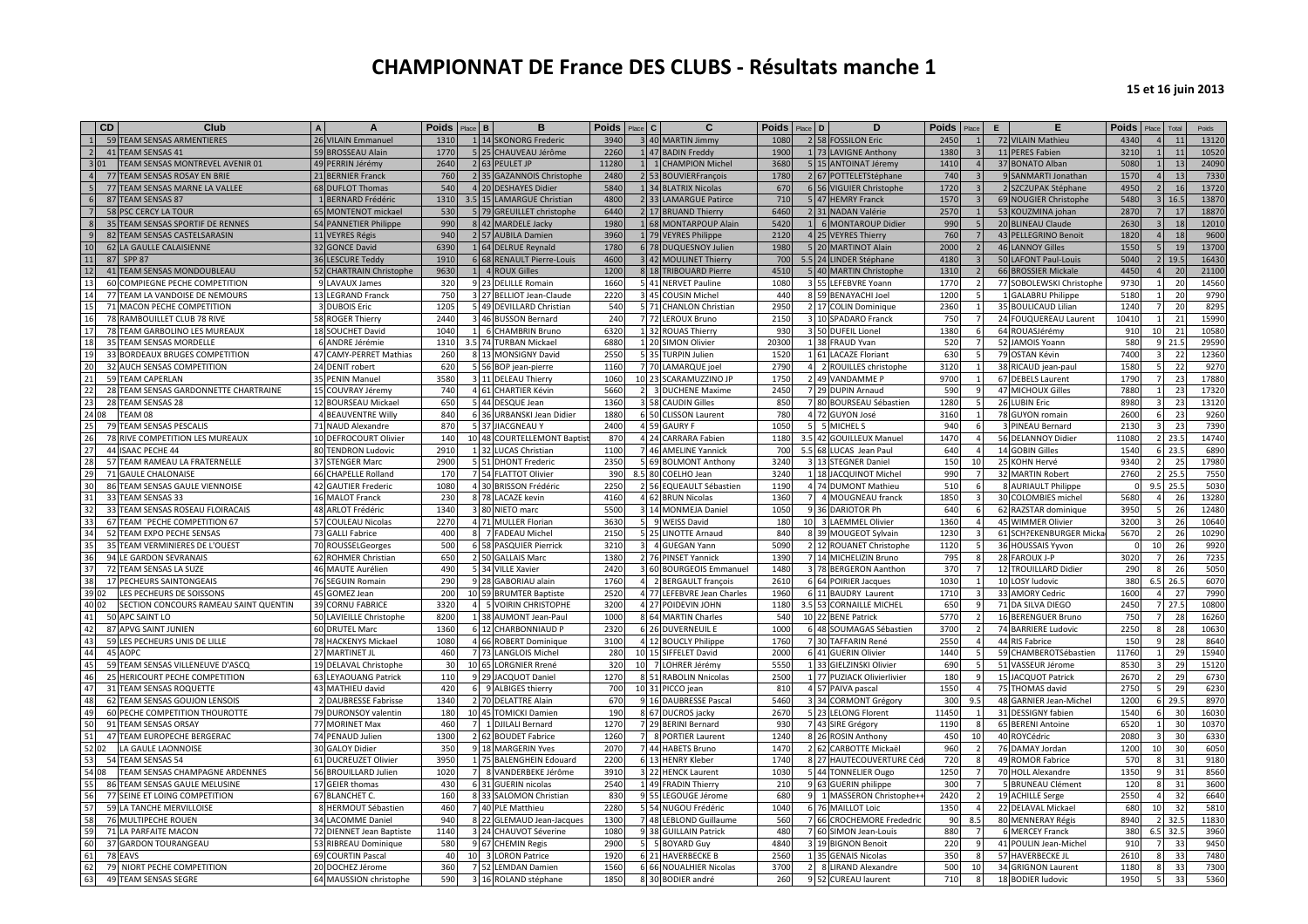# CHAMPIONNAT DE France DES CLUBS - Résultats manche 1

**15 et 16 juin 2013**

| | CD | Club | A | A | Poids | Place | B | B | Poids | Place | C | C | Poids | Place | D | D | Poids | Place | E | E | Poids | Place | Total | Poids |
|---|---|---|---|---|---|---|---|---|---|---|---|---|---|---|---|---|---|---|---|---|---|---|---|---|
| 1 | 59 | TEAM SENSAS ARMENTIERES | 26 | VILAIN Emmanuel | 1310 | 1 | 14 | SKONORG Frederic | 3940 | 3 | 40 | MARTIN Jimmy | 1080 | 2 | 58 | FOSSILON Eric | 2450 | 1 | 72 | VILAIN Mathieu | 4340 | 4 | 11 | 13120 |
| 2 | 41 | TEAM SENSAS 41 | 59 | BROSSEAU Alain | 1770 | 5 | 25 | CHAUVEAU Jérôme | 2260 | 1 | 47 | BADIN Freddy | 1900 | 1 | 73 | LAVIGNE Anthony | 1380 | 3 | 11 | PERES Fabien | 3210 | 1 | 11 | 10520 |
| 3 | 01 | TEAM SENSAS MONTREVEL AVENIR 01 | 49 | PERRIN Jérémy | 2640 | 2 | 63 | PEULET JP | 11280 | 1 | 1 | CHAMPION Michel | 3680 | 5 | 15 | ANTOINAT Jéremy | 1410 | 4 | 37 | BONATO Alban | 5080 | 1 | 13 | 24090 |
| 4 | 77 | TEAM SENSAS ROSAY EN BRIE | 21 | BERNIER Franck | 760 | 2 | 35 | GAZANNOIS Christophe | 2480 | 2 | 53 | BOUVIERFrançois | 1780 | 2 | 67 | POTTELETStéphane | 740 | 3 | 9 | SANMARTI Jonathan | 1570 | 4 | 13 | 7330 |
| 5 | 77 | TEAM SENSAS MARNE LA VALLEE | 68 | DUFLOT Thomas | 540 | 4 | 20 | DESHAYES Didier | 5840 | 1 | 34 | BLATRIX Nicolas | 670 | 6 | 56 | VIGUIER Christophe | 1720 | 3 | 2 | SZCZUPAK Stéphane | 4950 | 2 | 16 | 13720 |
| 6 | 87 | TEAM SENSAS 87 | 1 | BERNARD Frédéric | 1310 | 3.5 | 15 | LAMARGUE Christian | 4800 | 2 | 33 | LAMARGUE Patirce | 710 | 5 | 47 | HEMRY Franck | 1570 | 3 | 69 | NOUGIER Christophe | 5480 | 3 | 16.5 | 13870 |
| 7 | 58 | PSC CERCY LA TOUR | 65 | MONTENOT mickael | 530 | 5 | 79 | GREUILLET christophe | 6440 | 2 | 17 | BRUAND Thierry | 6460 | 2 | 31 | NADAN Valérie | 2570 | 1 | 53 | KOUZMINA johan | 2870 | 7 | 17 | 18870 |
| 8 | 35 | TEAM SENSAS SPORTIF DE RENNES | 54 | PANNETIER Philippe | 990 | 8 | 42 | MARDELE Jacky | 1980 | 1 | 68 | MONTARPOUP Alain | 5420 | 1 | 6 | MONTAROUP Didier | 990 | 5 | 20 | BLINEAU Claude | 2630 | 3 | 18 | 12010 |
| 9 | 82 | TEAM SENSAS CASTELSARASIN | 11 | VEYRES Régis | 940 | 2 | 57 | AUBILA Damien | 3960 | 1 | 79 | VEYRES Philippe | 2120 | 4 | 25 | VEYRES Thierry | 760 | 7 | 43 | PELLEGRINO Benoit | 1820 | 4 | 18 | 9600 |
| 10 | 62 | LA GAULLE CALAISIENNE | 32 | GONCE David | 6390 | 1 | 64 | DELRUE Reynald | 1780 | 6 | 78 | DUQUESNOY Julien | 1980 | 5 | 20 | MARTINOT Alain | 2000 | 2 | 46 | LANNOY Gilles | 1550 | 5 | 19 | 13700 |
| 11 | 87 | SPP 87 | 36 | LESCURE Teddy | 1910 | 6 | 68 | RENAULT Pierre-Louis | 4600 | 3 | 42 | MOULINET Thierry | 700 | 5.5 | 24 | LINDER Stéphane | 4180 | 3 | 50 | LAFONT Paul-Louis | 5040 | 2 | 19.5 | 16430 |
| 12 | 41 | TEAM SENSAS MONDOUBLEAU | 52 | CHARTRAIN Christophe | 9630 | 1 | 4 | ROUX Gilles | 1200 | 8 | 18 | TRIBOUARD Pierre | 4510 | 5 | 40 | MARTIN Christophe | 1310 | 2 | 66 | BROSSIER Mickale | 4450 | 4 | 20 | 21100 |
| 13 | 60 | COMPIEGNE PECHE COMPETITION | 9 | LAVAUX James | 320 | 9 | 23 | DELILLE Romain | 1660 | 5 | 41 | NERVET Pauline | 1080 | 3 | 55 | LEFEBVRE Yoann | 1770 | 2 | 77 | SOBOLEWSKI Christophe | 9730 | 1 | 20 | 14560 |
| 14 | 77 | TEAM LA VANDOISE DE NEMOURS | 13 | LEGRAND Franck | 750 | 3 | 27 | BELLIOT Jean-Claude | 2220 | 3 | 45 | COUSIN Michel | 440 | 8 | 59 | BENAYACHI Joel | 1200 | 5 | 1 | GALABRU Philippe | 5180 | 1 | 20 | 9790 |
| 15 | 71 | MACON PECHE COMPETITION | 3 | DUBOIS Eric | 1205 | 5 | 49 | DEVILLARD Christian | 540 | 5 | 71 | CHANLON Christian | 2950 | 2 | 17 | COLIN Dominique | 2360 | 1 | 35 | BOULICAUD Lilian | 1240 | 7 | 20 | 8295 |
| 16 | 78 | RAMBOUILLET CLUB 78 RIVE | 58 | ROGER Thierry | 2440 | 3 | 46 | BUSSON Bernard | 240 | 7 | 72 | LEROUX Bruno | 2150 | 3 | 10 | SPADARO Franck | 750 | 7 | 24 | FOUQUEREAU Laurent | 10410 | 1 | 21 | 15990 |
| 17 | 78 | TEAM GARBOLINO LES MUREAUX | 18 | SOUCHET David | 1040 | 1 | 6 | CHAMBRIN Bruno | 6320 | 1 | 32 | ROUAS Thierry | 930 | 3 | 50 | DUFEIL Lionel | 1380 | 6 | 64 | ROUASJérémy | 910 | 10 | 21 | 10580 |
| 18 | 35 | TEAM SENSAS MORDELLE | 6 | ANDRE Jérémie | 1310 | 3.5 | 74 | TURBAN Mickael | 6880 | 1 | 20 | SIMON Olivier | 20300 | 1 | 38 | FRAUD Yvan | 520 | 7 | 52 | JAMOIS Yoann | 580 | 9 | 21.5 | 29590 |
| 19 | 33 | BORDEAUX BRUGES COMPETITION | 47 | CAMY-PERRET Mathias | 260 | 8 | 13 | MONSIGNY David | 2550 | 5 | 35 | TURPIN Julien | 1520 | 1 | 61 | LACAZE Floriant | 630 | 5 | 79 | OSTAN Kévin | 7400 | 3 | 22 | 12360 |
| 20 | 32 | AUCH SENSAS COMPETITION | 24 | DENIT robert | 620 | 5 | 56 | BOP jean-pierre | 1160 | 7 | 70 | LAMARQUE joel | 2790 | 4 | 2 | ROUILLES christophe | 3120 | 1 | 38 | RICAUD jean-paul | 1580 | 5 | 22 | 9270 |
| 21 | 59 | TEAM CAPERLAN | 35 | PENIN Manuel | 3580 | 3 | 11 | DELEAU Thierry | 1060 | 10 | 23 | SCARAMUZZINO JP | 1750 | 2 | 49 | VANDAMME P | 9700 | 1 | 67 | DEBELS Laurent | 1790 | 7 | 23 | 17880 |
| 22 | 28 | TEAM SENSAS GARDONNETTE CHARTRAINE | 15 | COUVRAY Jérémy | 740 | 4 | 61 | CHARTIER Kévin | 5660 | 2 | 3 | DUCHENE Maxime | 2450 | 7 | 29 | DUPIN Arnaud | 590 | 9 | 47 | MICHOUX Gilles | 7880 | 1 | 23 | 17320 |
| 23 | 28 | TEAM SENSAS 28 | 12 | BOURSEAU Mickael | 650 | 5 | 44 | DESQUE Jean | 1360 | 3 | 58 | CAUDIN Gilles | 850 | 7 | 80 | BOURSEAU Sébastien | 1280 | 5 | 26 | LUBIN Eric | 8980 | 3 | 23 | 13120 |
| 24 | 08 | TEAM 08 | 4 | BEAUVENTRE Willy | 840 | 6 | 36 | URBANSKI Jean Didier | 1880 | 6 | 50 | CLISSON Laurent | 780 | 4 | 72 | GUYON José | 3160 | 1 | 78 | GUYON romain | 2600 | 6 | 23 | 9260 |
| 25 | 79 | TEAM SENSAS PESCALIS | 71 | NAUD Alexandre | 870 | 5 | 37 | JACGNEAU Y | 2400 | 4 | 59 | GAURY F | 1050 | 5 | 5 | MICHEL S | 940 | 6 | 3 | PINEAU Bernard | 2130 | 3 | 23 | 7390 |
| 26 | 78 | RIVE COMPETITION LES MUREAUX | 10 | DEFROCOURT Olivier | 140 | 10 | 48 | COURTELLEMONT Baptist | 870 | 4 | 24 | CARRARA Fabien | 1180 | 3.5 | 42 | GOUILLEUX Manuel | 1470 | 4 | 56 | DELANNOY Didier | 11080 | 2 | 23.5 | 14740 |
| 27 | 44 | ISAAC PECHE 44 | 80 | TENDRON Ludovic | 2910 | 1 | 32 | LUCAS Christian | 1100 | 7 | 46 | AMELINE Yannick | 700 | 5.5 | 68 | LUCAS Jean Paul | 640 | 4 | 14 | GOBIN Gilles | 1540 | 6 | 23.5 | 6890 |
| 28 | 57 | TEAM RAMEAU LA FRATERNELLE | 37 | STENGER Marc | 2900 | 5 | 51 | DHONT Frederic | 2350 | 5 | 69 | BOLMONT Anthony | 3240 | 3 | 13 | STEGNER Daniel | 150 | 10 | 25 | KOHN Hervé | 9340 | 2 | 25 | 17980 |
| 29 | 71 | GAULE CHALONAISE | 66 | CHAPELLE Rolland | 170 | 7 | 54 | FLATTOT Olivier | 390 | 8.5 | 80 | COELHO Jean | 3240 | 1 | 18 | JACQUINOT Michel | 990 | 7 | 32 | MARTIN Robert | 2760 | 2 | 25.5 | 7550 |
| 30 | 86 | TEAM SENSAS GAULE VIENNOISE | 42 | GAUTIER Frederic | 1080 | 4 | 30 | BRISSON Frédéric | 2250 | 2 | 56 | EQUEAULT Sébastien | 1190 | 4 | 74 | DUMONT Mathieu | 510 | 6 | 8 | AURIAULT Philippe | 0 | 9.5 | 25.5 | 5030 |
| 31 | 33 | TEAM SENSAS 33 | 16 | MALOT Franck | 230 | 8 | 78 | LACAZE kevin | 4160 | 4 | 62 | BRUN Nicolas | 1360 | 7 | 4 | MOUGNEAU franck | 1850 | 3 | 30 | COLOMBIES michel | 5680 | 4 | 26 | 13280 |
| 32 | 33 | TEAM SENSAS ROSEAU FLOIRACAIS | 48 | ARLOT Frédéric | 1340 | 3 | 80 | NIETO marc | 5500 | 3 | 14 | MONMEJA Daniel | 1050 | 9 | 36 | DARIOTOR Ph | 640 | 6 | 62 | RAZSTAR dominique | 3950 | 5 | 26 | 12480 |
| 33 | 67 | TEAM `PECHE COMPETITION 67 | 57 | COULEAU Nicolas | 2270 | 4 | 71 | MULLER Florian | 3630 | 5 | 9 | WEISS David | 180 | 10 | 3 | LAEMMEL Olivier | 1360 | 4 | 45 | WIMMER Olivier | 3200 | 3 | 26 | 10640 |
| 34 | 52 | TEAM EXPO PECHE SENSAS | 73 | GALLI Fabrice | 400 | 8 | 7 | FADEAU Michel | 2150 | 5 | 25 | LINOTTE Arnaud | 840 | 8 | 39 | MOUGEOT Sylvain | 1230 | 3 | 61 | SCH?EKENBURGER Micka | 5670 | 2 | 26 | 10290 |
| 35 | 35 | TEAM VERMINIERES DE L'OUEST | 70 | ROUSSELGeorges | 500 | 6 | 58 | PASQUIER Pierrick | 3210 | 3 | 4 | GUEGAN Yann | 5090 | 2 | 12 | ROUANET Christophe | 1120 | 5 | 36 | HOUSSAIS Yvon | 0 | 10 | 26 | 9920 |
| 36 | 94 | LE GARDON SEVRANAIS | 62 | ROHMER Christian | 650 | 2 | 50 | GALLAIS Marc | 1380 | 2 | 76 | PINSET Yannick | 1390 | 7 | 14 | MICHELIZIN Bruno | 795 | 8 | 28 | FAROUX J-P | 3020 | 7 | 26 | 7235 |
| 37 | 72 | TEAM SENSAS LA SUZE | 46 | MAUTE Aurélien | 490 | 5 | 34 | VILLE Xavier | 2420 | 3 | 60 | BOURGEOIS Emmanuel | 1480 | 3 | 78 | BERGERON Aanthon | 370 | 7 | 12 | TROUILLARD Didier | 290 | 8 | 26 | 5050 |
| 38 | 17 | PECHEURS SAINTONGEAIS | 76 | SEGUIN Romain | 290 | 9 | 28 | GABORIAU alain | 1760 | 4 | 2 | BERGAULT françois | 2610 | 6 | 64 | POIRIER Jacques | 1030 | 1 | 10 | LOSY ludovic | 380 | 6.5 | 26.5 | 6070 |
| 39 | 02 | LES PECHEURS DE SOISSONS | 45 | GOMEZ Jean | 200 | 10 | 59 | BRUMTER Baptiste | 2520 | 4 | 77 | LEFEBVRE Jean Charles | 1960 | 6 | 11 | BAUDRY Laurent | 1710 | 3 | 33 | AMORY Cedric | 1600 | 4 | 27 | 7990 |
| 40 | 02 | SECTION CONCOURS RAMEAU SAINT QUENTIN | 39 | CORNU FABRICE | 3320 | 4 | 5 | VOIRIN CHRISTOPHE | 3200 | 4 | 27 | POIDEVIN JOHN | 1180 | 3.5 | 53 | CORNAILLE MICHEL | 650 | 9 | 71 | DA SILVA DIEGO | 2450 | 7 | 27.5 | 10800 |
| 41 | 50 | APC SAINT LO | 50 | LAVIEILLE Christophe | 8200 | 1 | 38 | AUMONT Jean-Paul | 1000 | 8 | 64 | MARTIN Charles | 540 | 10 | 22 | BENE Patrick | 5770 | 2 | 16 | BERENGUER Bruno | 750 | 7 | 28 | 16260 |
| 42 | 87 | APVG SAINT JUNIEN | 60 | DRUTEL Marc | 1360 | 6 | 12 | CHARBONNIAUD P | 2320 | 6 | 26 | DUVERNEUIL E | 1000 | 6 | 48 | SOUMAGAS Sébastien | 3700 | 2 | 74 | BARRIERE Ludovic | 2250 | 8 | 28 | 10630 |
| 43 | 59 | LES PECHEURS UNIS DE LILLE | 78 | HACKENYS Mickael | 1080 | 4 | 66 | ROBERT Dominique | 3100 | 4 | 12 | BOUCLY Philippe | 1760 | 7 | 30 | TAFFARIN René | 2550 | 4 | 44 | RIS Fabrice | 150 | 9 | 28 | 8640 |
| 44 | 45 | AOPC | 27 | MARTINET JL | 460 | 7 | 73 | LANGLOIS Michel | 280 | 10 | 15 | SIFFELET David | 2000 | 6 | 41 | GUERIN Olivier | 1440 | 5 | 59 | CHAMBEROTSébastien | 11760 | 1 | 29 | 15940 |
| 45 | 59 | TEAM SENSAS VILLENEUVE D'ASCQ | 19 | DELAVAL Christophe | 30 | 10 | 65 | LORGNIER Rrené | 320 | 10 | 7 | LOHRER Jérémy | 5550 | 1 | 33 | GIELZINSKI Olivier | 690 | 5 | 51 | VASSEUR Jérome | 8530 | 3 | 29 | 15120 |
| 46 | 25 | HERICOURT PECHE COMPETITION | 63 | LEYAOUANG Patrick | 110 | 9 | 29 | JACQUOT Daniel | 1270 | 8 | 51 | RABOLIN Nnicolas | 2500 | 1 | 77 | PUZIACK Olivierlivier | 180 | 9 | 15 | JACQUOT Patrick | 2670 | 2 | 29 | 6730 |
| 47 | 31 | TEAM SENSAS ROQUETTE | 43 | MATHIEU david | 420 | 6 | 9 | ALBIGES thierry | 700 | 10 | 31 | PICCO jean | 810 | 4 | 57 | PAIVA pascal | 1550 | 4 | 75 | THOMAS david | 2750 | 5 | 29 | 6230 |
| 48 | 62 | TEAM SENSAS GOUJON LENSOIS | 2 | DAUBRESSE Fabrisse | 1340 | 2 | 70 | DELATTRE Alain | 670 | 9 | 16 | DAUBRESSE Pascal | 5460 | 3 | 34 | CORMONT Grégory | 300 | 9.5 | 48 | GARNIER Jean-Michel | 1200 | 6 | 29.5 | 8970 |
| 49 | 60 | PECHE COMPETITION THOUROTTE | 79 | DURONSOY valentin | 180 | 10 | 45 | TOMICKI Damien | 190 | 8 | 67 | DUCROS jacky | 2670 | 5 | 23 | LELONG Florent | 11450 | 1 | 31 | DESSIGNY fabien | 1540 | 6 | 30 | 16030 |
| 50 | 91 | TEAM SENSAS ORSAY | 77 | MORINET Max | 460 | 7 | 1 | DJILALI Bernard | 1270 | 7 | 29 | BERINI Bernard | 930 | 7 | 43 | SIRE Grégory | 1190 | 8 | 65 | BERENI Antoine | 6520 | 1 | 30 | 10370 |
| 51 | 47 | TEAM EUROPECHE BERGERAC | 74 | PENAUD Julien | 1300 | 2 | 62 | BOUDET Fabrice | 1260 | 7 | 8 | PORTIER Laurent | 1240 | 8 | 26 | ROSIN Anthony | 450 | 10 | 40 | ROYCédric | 2080 | 3 | 30 | 6330 |
| 52 | 02 | LA GAULE LAONNOISE | 30 | GALOY Didier | 350 | 9 | 18 | MARGERIN Yves | 2070 | 7 | 44 | HABETS Bruno | 1470 | 2 | 62 | CARBOTTE Mickaël | 960 | 2 | 76 | DAMAY Jordan | 1200 | 10 | 30 | 6050 |
| 53 | 54 | TEAM SENSAS 54 | 61 | DUCREUZET Olivier | 3950 | 1 | 75 | BALENGHEIN Edouard | 2200 | 6 | 13 | HENRY Kleber | 1740 | 8 | 27 | HAUTECOUVERTURE Céd | 720 | 8 | 49 | ROMOR Fabrice | 570 | 8 | 31 | 9180 |
| 54 | 08 | TEAM SENSAS CHAMPAGNE ARDENNES | 56 | BROUILLARD Julien | 1020 | 7 | 8 | VANDERBEKE Jérôme | 3910 | 3 | 22 | HENCK Laurent | 1030 | 5 | 44 | TONNELIER Ougo | 1250 | 7 | 70 | HOLL Alexandre | 1350 | 9 | 31 | 8560 |
| 55 | 86 | TEAM SENSAS GAULE MELUSINE | 17 | GEIER thomas | 430 | 6 | 31 | GUERIN nicolas | 2540 | 1 | 49 | FRADIN Thierry | 210 | 9 | 63 | GUERIN philippe | 300 | 7 | 5 | BRUNEAU Clément | 120 | 8 | 31 | 3600 |
| 56 | 77 | SEINE ET LOING COMPETITION | 67 | BLANCHET C. | 160 | 8 | 33 | SALOMON Christian | 830 | 9 | 55 | LEGOUGE Jérome | 680 | 9 | 1 | MASSERON Christophe++ | 2420 | 2 | 19 | ACHILLE Serge | 2550 | 4 | 32 | 6640 |
| 57 | 59 | LA TANCHE MERVILLOISE | 8 | HERMOUT Sébastien | 460 | 7 | 40 | PLE Matthieu | 2280 | 5 | 54 | NUGOU Frédéric | 1040 | 6 | 76 | MAILLOT Loic | 1350 | 4 | 22 | DELAVAL Mickael | 680 | 10 | 32 | 5810 |
| 58 | 76 | MULTIPECHE ROUEN | 34 | LACOMME Daniel | 940 | 8 | 22 | GLEMAUD Jean-Jacques | 1300 | 7 | 48 | LEBLOND Guillaume | 560 | 7 | 66 | CROCHEMORE Fredecric | 90 | 8.5 | 80 | MENNERAY Régis | 8940 | 2 | 32.5 | 11830 |
| 59 | 71 | LA PARFAITE MACON | 72 | DIENNET Jean Baptiste | 1140 | 3 | 24 | CHAUVOT Séverine | 1080 | 9 | 38 | GUILLAIN Patrick | 480 | 7 | 60 | SIMON Jean-Louis | 880 | 7 | 6 | MERCY Franck | 380 | 6.5 | 32.5 | 3960 |
| 60 | 37 | GARDON TOURANGEAU | 53 | RIBREAU Dominique | 580 | 9 | 67 | CHEMIN Regis | 2900 | 5 | 5 | BOYARD Guy | 4840 | 3 | 19 | BIGNON Benoit | 220 | 9 | 41 | POULIN Jean-Michel | 910 | 7 | 33 | 9450 |
| 61 | 78 | EAVS | 69 | COURTIN Pascal | 40 | 10 | 3 | LORON Patrice | 1920 | 6 | 21 | HAVERBECKE B | 2560 | 1 | 35 | GENAIS Nicolas | 350 | 8 | 57 | HAVERBECKE JL | 2610 | 8 | 33 | 7480 |
| 62 | 79 | NIORT PECHE COMPETITION | 20 | DOCHEZ Jérome | 360 | 7 | 52 | LEMDAN Damien | 1560 | 6 | 66 | NOUALHIER Nicolas | 3700 | 2 | 8 | LIRAND Alexandre | 500 | 10 | 34 | GRIGNON Laurent | 1180 | 8 | 33 | 7300 |
| 63 | 49 | TEAM SENSAS SEGRE | 64 | MAUSSION christophe | 590 | 3 | 16 | ROLAND stéphane | 1850 | 8 | 30 | BODIER andré | 260 | 9 | 52 | CUREAU laurent | 710 | 8 | 18 | BODIER ludovic | 1950 | 5 | 33 | 5360 |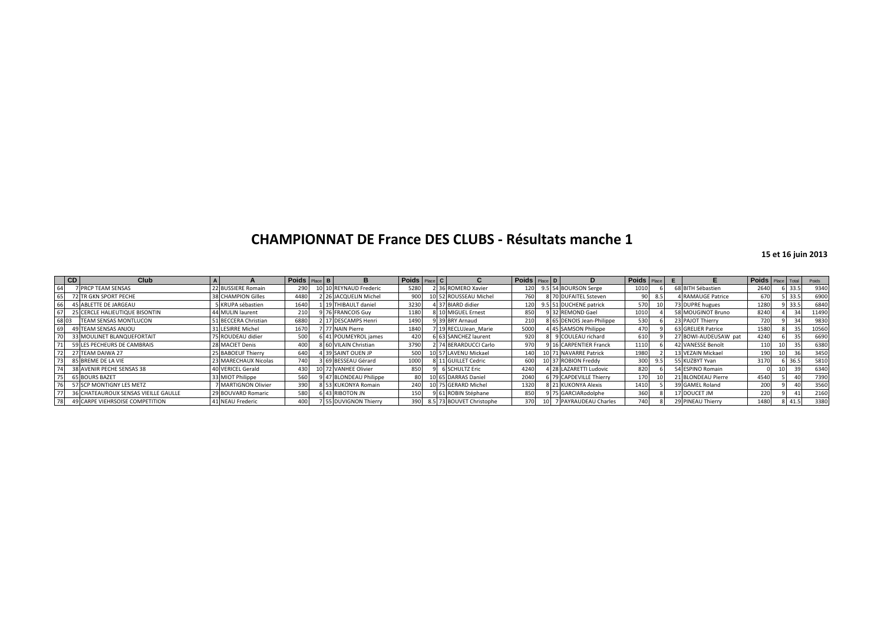# CHAMPIONNAT DE France DES CLUBS - Résultats manche 1

**15 et 16 juin 2013**

| | CD | Club | A | A | Poids | Place | B | B | Poids | Place | C | C | Poids | Place | D | D | Poids | Place | E | E | Poids | Place | Total | Poids |
|---|---|---|---|---|---|---|---|---|---|---|---|---|---|---|---|---|---|---|---|---|---|---|---|---|
| 64 | 7 | PRCP TEAM SENSAS | 22 | BUSSIERE Romain | 290 | 10 | 10 | REYNAUD Frederic | 5280 | 2 | 36 | ROMERO Xavier | 120 | 9.5 | 54 | BOURSON Serge | 1010 | 6 | 68 | BITH Sébastien | 2640 | 6 | 33.5 | 9340 |
| 65 | 72 | TR GKN SPORT PECHE | 38 | CHAMPION Gilles | 4480 | 2 | 26 | JACQUELIN Michel | 900 | 10 | 52 | ROUSSEAU Michel | 760 | 8 | 70 | DUFAITEL Ssteven | 90 | 8.5 | 4 | RAMAUGE Patrice | 670 | 5 | 33.5 | 6900 |
| 66 | 45 | ABLETTE DE JARGEAU | 5 | KRUPA sébastien | 1640 | 1 | 19 | THIBAULT daniel | 3230 | 4 | 37 | BIARD didier | 120 | 9.5 | 51 | DUCHENE patrick | 570 | 10 | 73 | DUPRE hugues | 1280 | 9 | 33.5 | 6840 |
| 67 | 25 | CERCLE HALIEUTIQUE BISONTIN | 44 | MULIN laurent | 210 | 9 | 76 | FRANCOIS Guy | 1180 | 8 | 10 | MIGUEL Ernest | 850 | 9 | 32 | REMOND Gael | 1010 | 4 | 58 | MOUGINOT Bruno | 8240 | 4 | 34 | 11490 |
| 68 | 03 | TEAM SENSAS MONTLUCON | 51 | BECCERA Christian | 6880 | 2 | 17 | DESCAMPS Henri | 1490 | 9 | 39 | BRY Arnaud | 210 | 8 | 65 | DENOIS Jean-Philippe | 530 | 6 | 23 | PAJOT Thierry | 720 | 9 | 34 | 9830 |
| 69 | 49 | TEAM SENSAS ANJOU | 31 | LESIRRE Michel | 1670 | 7 | 77 | NAIN Pierre | 1840 | 7 | 19 | RECLUJean_Marie | 5000 | 4 | 45 | SAMSON Philippe | 470 | 9 | 63 | GRELIER Patrice | 1580 | 8 | 35 | 10560 |
| 70 | 33 | MOULINET BLANQUEFORTAIT | 75 | ROUDEAU didier | 500 | 6 | 41 | POUMEYROL james | 420 | 6 | 63 | SANCHEZ laurent | 920 | 8 | 9 | COULEAU richard | 610 | 9 | 27 | BOWI-AUDEUSAW pat | 4240 | 6 | 35 | 6690 |
| 71 | 59 | LES PECHEURS DE CAMBRAIS | 28 | MACIET Denis | 400 | 8 | 60 | VILAIN Christian | 3790 | 2 | 74 | BERARDUCCI Carlo | 970 | 9 | 16 | CARPENTIER Franck | 1110 | 6 | 42 | VANESSE Benoît | 110 | 10 | 35 | 6380 |
| 72 | 27 | TEAM DAIWA 27 | 25 | BABOEUF Thierry | 640 | 4 | 39 | SAINT OUEN JP | 500 | 10 | 57 | LAVENU Mickael | 140 | 10 | 71 | NAVARRE Patrick | 1980 | 2 | 13 | VEZAIN Mickael | 190 | 10 | 36 | 3450 |
| 73 | 85 | BREME DE LA VIE | 23 | MARECHAUX Nicolas | 740 | 3 | 69 | BESSEAU Gérard | 1000 | 8 | 11 | GUILLET Cedric | 600 | 10 | 37 | ROBION Freddy | 300 | 9.5 | 55 | KUZBYT Yvan | 3170 | 6 | 36.5 | 5810 |
| 74 | 38 | AVENIR PECHE SENSAS 38 | 40 | VERICEL Gerald | 430 | 10 | 72 | VANHEE Olivier | 850 | 9 | 6 | SCHULTZ Eric | 4240 | 4 | 28 | LAZARETTI Ludovic | 820 | 6 | 54 | ESPINO Romain | 0 | 10 | 39 | 6340 |
| 75 | 65 | BOURS BAZET | 33 | MIOT Philippe | 560 | 9 | 47 | BLONDEAU Philippe | 80 | 10 | 65 | DARRAS Daniel | 2040 | 6 | 79 | CAPDEVILLE Thierry | 170 | 10 | 21 | BLONDEAU Pierre | 4540 | 5 | 40 | 7390 |
| 76 | 57 | SCP MONTIGNY LES METZ | 7 | MARTIGNON Olivier | 390 | 8 | 53 | KUKONYA Romain | 240 | 10 | 75 | GERARD Michel | 1320 | 8 | 21 | KUKONYA Alexis | 1410 | 5 | 39 | GAMEL Roland | 200 | 9 | 40 | 3560 |
| 77 | 36 | CHATEAUROUX SENSAS VIEILLE GAULLE | 29 | BOUVARD Romaric | 580 | 6 | 43 | RIBOTON JN | 150 | 9 | 61 | ROBIN Stéphane | 850 | 9 | 75 | GARCIARodolphe | 360 | 8 | 17 | DOUCET JM | 220 | 9 | 41 | 2160 |
| 78 | 49 | CARPE VIEHRSOISE COMPETITION | 41 | NEAU Frederic | 400 | 7 | 55 | DUVIGNON Thierry | 390 | 8.5 | 73 | BOUVET Christophe | 370 | 10 | 7 | PAYRAUDEAU Charles | 740 | 8 | 29 | PINEAU Thierry | 1480 | 8 | 41.5 | 3380 |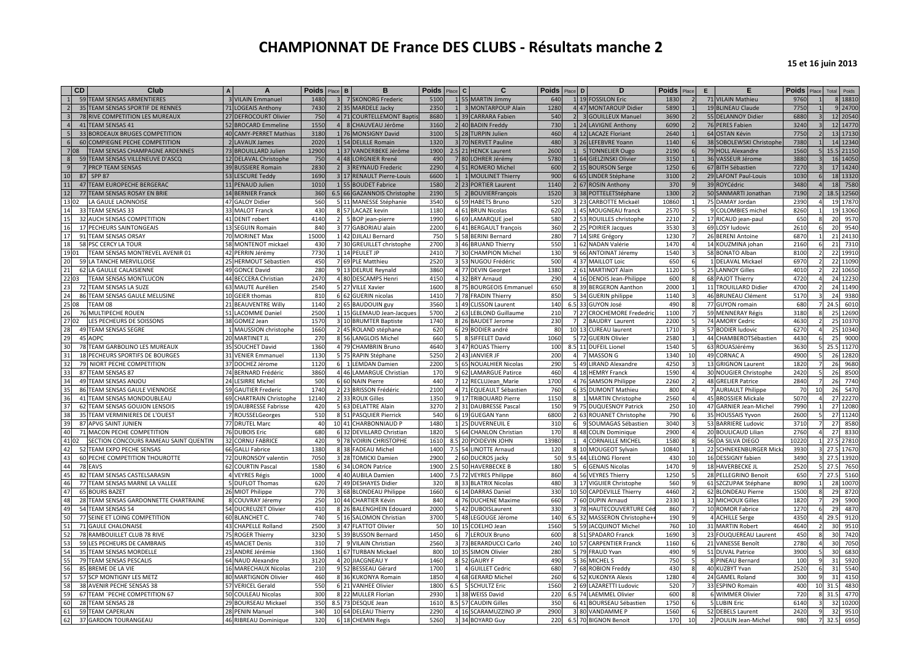# CHAMPIONNAT DE France DES CLUBS - Résultats manche 2

**15 et 16 juin 2013**

| | CD | Club | A | A | Poids | Place | B | B | Poids | Place | C | C | Poids | Place | D | D | Poids | Place | E | E | Poids | Place | Total | Poids |
|---|---|---|---|---|---|---|---|---|---|---|---|---|---|---|---|---|---|---|---|---|---|---|---|---|
| 1 | 59 | TEAM SENSAS ARMENTIERES | 3 | VILAIN Emmanuel | 1480 | 3 | 7 | SKONORG Frederic | 5100 | 1 | 55 | MARTIN Jimmy | 640 | 1 | 19 | FOSSILON Eric | 1830 | 2 | 71 | VILAIN Mathieu | 9760 | 1 | 8 | 18810 |
| 2 | 35 | TEAM SENSAS SPORTIF DE RENNES | 71 | LOGEAIS Anthony | 7430 | 2 | 35 | MARDELE Jacky | 2350 | 1 | 3 | MONTARPOUP Alain | 1280 | 4 | 47 | MONTAROUP Didier | 5890 | 1 | 19 | BLINEAU Claude | 7750 | 1 | 9 | 24700 |
| 3 | 78 | RIVE COMPETITION LES MUREAUX | 27 | DEFROCOURT Olivier | 750 | 4 | 71 | COURTELLEMONT Baptis | 8680 | 1 | 39 | CARRARA Fabien | 540 | 2 | 3 | GOUILLEUX Manuel | 3690 | 2 | 55 | DELANNOY Didier | 6880 | 3 | 12 | 20540 |
| 4 | 41 | TEAM SENSAS 41 | 52 | BROCARD Emmeline | 1550 | 4 | 8 | CHAUVEAU Jérôme | 3160 | 2 | 40 | BADIN Freddy | 730 | 1 | 24 | LAVIGNE Anthony | 6090 | 2 | 76 | PERES Fabien | 3240 | 3 | 12 | 14770 |
| 5 | 33 | BORDEAUX BRUGES COMPETITION | 40 | CAMY-PERRET Mathias | 3180 | 1 | 76 | MONSIGNY David | 3100 | 5 | 28 | TURPIN Julien | 460 | 4 | 12 | LACAZE Floriant | 2640 | 1 | 64 | OSTAN Kévin | 7750 | 2 | 13 | 17130 |
| 6 | 60 | COMPIEGNE PECHE COMPETITION | 2 | LAVAUX James | 2020 | 1 | 54 | DELILLE Romain | 1320 | 3 | 70 | NERVET Pauline | 480 | 3 | 26 | LEFEBVRE Yoann | 1140 | 6 | 38 | SOBOLEWSKI Christophe | 7380 | 1 | 14 | 12340 |
| 7 | 08 | TEAM SENSAS CHAMPAGNE ARDENNES | 73 | BROUILLARD Julien | 12900 | 1 | 37 | VANDERBEKE Jérôme | 1900 | 2.5 | 21 | HENCK Laurent | 2600 | 1 | 5 | TONNELIER Ougo | 2190 | 6 | 79 | HOLL Alexandre | 1560 | 5 | 15.5 | 21150 |
| 8 | 59 | TEAM SENSAS VILLENEUVE D'ASCQ | 12 | DELAVAL Christophe | 750 | 4 | 48 | LORGNIER Rrené | 490 | 7 | 80 | LOHRER Jérémy | 5780 | 1 | 64 | GIELZINSKI Olivier | 3150 | 1 | 36 | VASSEUR Jérome | 3880 | 3 | 16 | 14050 |
| 9 | 7 | PRCP TEAM SENSAS | 39 | BUSSIERE Romain | 2830 | 2 | 3 | REYNAUD Frederic | 2290 | 4 | 51 | ROMERO Michel | 600 | 2 | 15 | BOURSON Serge | 1250 | 6 | 67 | BITH Sébastien | 7270 | 3 | 17 | 14240 |
| 10 | 87 | SPP 87 | 53 | LESCURE Teddy | 1690 | 3 | 17 | RENAULT Pierre-Louis | 6600 | 1 | 1 | MOULINET Thierry | 900 | 6 | 65 | LINDER Stéphane | 3100 | 2 | 29 | LAFONT Paul-Louis | 1030 | 6 | 18 | 13320 |
| 11 | 47 | TEAM EUROPECHE BERGERAC | 11 | PENAUD Julien | 1010 | 1 | 55 | BOUDET Fabrice | 1580 | 2 | 23 | PORTIER Laurent | 1140 | 2 | 67 | ROSIN Anthony | 370 | 9 | 39 | ROYCédric | 3480 | 4 | 18 | 7580 |
| 12 | 77 | TEAM SENSAS ROSAY EN BRIE | 14 | BERNIER Franck | 360 | 6.5 | 66 | GAZANNOIS Christophe | 2190 | 5 | 2 | BOUVIERFrançois | 1520 | 3 | 38 | POTTELETStéphane | 1300 | 2 | 50 | SANMARTI Jonathan | 7190 | 2 | 18.5 | 12560 |
| 13 | 02 | LA GAULE LAONNOISE | 47 | GALOY Didier | 560 | 5 | 11 | MANESSE Stéphanie | 3540 | 6 | 59 | HABETS Bruno | 520 | 3 | 23 | CARBOTTE Mickaël | 10860 | 1 | 75 | DAMAY Jordan | 2390 | 4 | 19 | 17870 |
| 14 | 33 | TEAM SENSAS 33 | 33 | MALOT Franck | 430 | 8 | 57 | LACAZE kevin | 1180 | 4 | 61 | BRUN Nicolas | 620 | 1 | 45 | MOUGNEAU franck | 2570 | 5 | 9 | COLOMBIES michel | 8260 | 1 | 19 | 13060 |
| 15 | 32 | AUCH SENSAS COMPETITION | 41 | DENIT robert | 4140 | 2 | 5 | BOP jean-pierre | 1990 | 6 | 69 | LAMARQUE joel | 580 | 2 | 53 | ROUILLES christophe | 2210 | 2 | 17 | RICAUD jean-paul | 650 | 8 | 20 | 9570 |
| 16 | 17 | PECHEURS SAINTONGEAIS | 13 | SEGUIN Romain | 840 | 3 | 77 | GABORIAU alain | 2200 | 6 | 41 | BERGAULT françois | 360 | 2 | 25 | POIRIER Jacques | 3530 | 3 | 69 | LOSY ludovic | 2610 | 6 | 20 | 9540 |
| 17 | 91 | TEAM SENSAS ORSAY | 70 | MORINET Max | 15000 | 1 | 42 | DJILALI Bernard | 750 | 5 | 58 | BERINI Bernard | 280 | 7 | 14 | SIRE Grégory | 1230 | 7 | 26 | BERENI Antoine | 6870 | 1 | 21 | 24130 |
| 18 | 58 | PSC CERCY LA TOUR | 58 | MONTENOT mickael | 430 | 7 | 30 | GREUILLET christophe | 2700 | 3 | 46 | BRUAND Thierry | 550 | 1 | 62 | NADAN Valérie | 1470 | 4 | 14 | KOUZMINA johan | 2160 | 6 | 21 | 7310 |
| 19 | 01 | TEAM SENSAS MONTREVEL AVENIR 01 | 42 | PERRIN Jérémy | 7730 | 1 | 14 | PEULET JP | 2410 | 7 | 30 | CHAMPION Michel | 130 | 9 | 66 | ANTOINAT Jéremy | 1540 | 3 | 58 | BONATO Alban | 8100 | 2 | 22 | 19910 |
| 20 | 59 | LA TANCHE MERVILLOISE | 25 | HERMOUT Sébastien | 450 | 7 | 69 | PLE Matthieu | 2520 | 3 | 53 | NUGOU Frédéric | 500 | 4 | 37 | MAILLOT Loic | 650 | 6 | 1 | DELAVAL Mickael | 6970 | 2 | 22 | 11090 |
| 21 | 62 | LA GAULLE CALAISIENNE | 49 | GONCE David | 280 | 9 | 13 | DELRUE Reynald | 3860 | 4 | 77 | DEVIN Georget | 1380 | 2 | 61 | MARTINOT Alain | 1120 | 5 | 25 | LANNOY Gilles | 4010 | 2 | 22 | 10650 |
| 22 | 03 | TEAM SENSAS MONTLUCON | 44 | BECCERA Christian | 2470 | 4 | 80 | DESCAMPS Henri | 4150 | 4 | 32 | BRY Arnaud | 290 | 4 | 16 | DENOIS Jean-Philippe | 600 | 8 | 68 | PAJOT Thierry | 4720 | 4 | 24 | 12230 |
| 23 | 72 | TEAM SENSAS LA SUZE | 63 | MAUTE Aurélien | 2540 | 5 | 27 | VILLE Xavier | 1600 | 8 | 75 | BOURGEOIS Emmanuel | 650 | 8 | 39 | BERGERON Aanthon | 2000 | 1 | 11 | TROUILLARD Didier | 4700 | 2 | 24 | 11490 |
| 24 | 86 | TEAM SENSAS GAULE MELUSINE | 10 | GEIER thomas | 810 | 6 | 62 | GUERIN nicolas | 1410 | 7 | 78 | FRADIN Thierry | 850 | 5 | 34 | GUERIN philippe | 1140 | 3 | 46 | BRUNEAU Clément | 5170 | 3 | 24 | 9380 |
| 25 | 08 | TEAM 08 | 21 | BEAUVENTRE Willy | 1140 | 2 | 65 | BAUDOUIN guy | 3560 | 1 | 49 | CLISSON Laurent | 140 | 6.5 | 33 | GUYON José | 490 | 8 | 77 | GUYON romain | 680 | 7 | 24.5 | 6010 |
| 26 | 76 | MULTIPECHE ROUEN | 51 | LACOMME Daniel | 2500 | 1 | 15 | GLEMAUD Jean-Jacques | 5700 | 2 | 63 | LEBLOND Guillaume | 210 | 7 | 27 | CROCHEMORE Fredederic | 1100 | 7 | 59 | MENNERAY Régis | 3180 | 8 | 25 | 12690 |
| 27 | 02 | LES PECHEURS DE SOISSONS | 38 | GOMEZ Jean | 1570 | 3 | 10 | BRUMTER Baptiste | 1740 | 8 | 26 | BAUDET Jerome | 230 | 7 | 2 | BAUDRY Laurent | 2200 | 5 | 74 | AMORY Cedric | 4630 | 2 | 25 | 10370 |
| 28 | 49 | TEAM SENSAS SEGRE | 1 | MAUSSION christophe | 1660 | 2 | 45 | ROLAND stéphane | 620 | 6 | 29 | BODIER andré | 80 | 10 | 13 | CUREAU laurent | 1710 | 3 | 57 | BODIER ludovic | 6270 | 4 | 25 | 10340 |
| 29 | 45 | AOPC | 20 | MARTINET JL | 270 | 8 | 56 | LANGLOIS Michel | 660 | 5 | 8 | SIFFELET David | 1060 | 5 | 72 | GUERIN Olivier | 2580 | 1 | 44 | CHAMBEROTSébastien | 4430 | 6 | 25 | 9000 |
| 30 | 78 | TEAM GARBOLINO LES MUREAUX | 35 | SOUCHET David | 1360 | 4 | 79 | CHAMBRIN Bruno | 4640 | 3 | 47 | ROUAS Thierry | 100 | 8.5 | 11 | DUFEIL Lionel | 1540 | 5 | 63 | ROUASJérémy | 3630 | 5 | 25.5 | 11270 |
| 31 | 18 | PECHEURS SPORTIFS DE BOURGES | 31 | VENIER Emmanuel | 1130 | 5 | 75 | RAPIN Stéphane | 5250 | 2 | 43 | JANVIER JF | 200 | 4 | 7 | MASSON G | 1340 | 10 | 49 | CORNAC A | 4900 | 5 | 26 | 12820 |
| 32 | 79 | NIORT PECHE COMPETITION | 37 | DOCHEZ Jérome | 1120 | 6 | 1 | LEMDAN Damien | 2200 | 5 | 65 | NOUALHIER Nicolas | 290 | 5 | 49 | LIRAND Alexandre | 4250 | 3 | 13 | GRIGNON Laurent | 1820 | 7 | 26 | 9680 |
| 33 | 87 | TEAM SENSAS 87 | 74 | BERNARD Frédéric | 3860 | 4 | 46 | LAMARGUE Christian | 170 | 9 | 62 | LAMARGUE Patirce | 460 | 4 | 18 | HEMRY Franck | 1590 | 4 | 30 | NOUGIER Christophe | 2420 | 5 | 26 | 8500 |
| 34 | 49 | TEAM SENSAS ANJOU | 24 | LESIRRE Michel | 500 | 6 | 60 | NAIN Pierre | 440 | 7 | 12 | RECLUJean_Marie | 1700 | 4 | 76 | SAMSON Philippe | 2260 | 2 | 48 | GRELIER Patrice | 2840 | 7 | 26 | 7740 |
| 35 | 86 | TEAM SENSAS GAULE VIENNOISE | 59 | GAUTIER Frederic | 1740 | 2 | 23 | BRISSON Frédéric | 2100 | 4 | 71 | EQUEAULT Sébastien | 760 | 6 | 35 | DUMONT Mathieu | 800 | 4 | 7 | AURIAULT Philippe | 70 | 10 | 26 | 5470 |
| 36 | 41 | TEAM SENSAS MONDOUBLEAU | 69 | CHARTRAIN Christophe | 12140 | 2 | 33 | ROUX Gilles | 1350 | 9 | 17 | TRIBOUARD Pierre | 1150 | 8 | 1 | MARTIN Christophe | 2560 | 4 | 45 | BROSSIER Mickale | 5070 | 4 | 27 | 22270 |
| 37 | 62 | TEAM SENSAS GOUJON LENSOIS | 19 | DAUBRESSE Fabrisse | 420 | 5 | 63 | DELATTRE Alain | 3270 | 2 | 31 | DAUBRESSE Pascal | 150 | 9 | 75 | DUQUESNOY Patrick | 250 | 10 | 47 | GARNIER Jean-Michel | 7990 | 1 | 27 | 12080 |
| 38 | 35 | TEAM VERMINIERES DE L'OUEST | 7 | ROUSSELGeorges | 510 | 8 | 51 | PASQUIER Pierrick | 540 | 6 | 19 | GUEGAN Yann | 6800 | 2 | 63 | ROUANET Christophe | 790 | 6 | 35 | HOUSSAIS Yyvon | 2600 | 5 | 27 | 11240 |
| 39 | 87 | APVG SAINT JUNIEN | 77 | DRUTEL Marc | 40 | 10 | 41 | CHARBONNIAUD P | 1480 | 1 | 25 | DUVERNEUIL E | 310 | 6 | 9 | SOUMAGAS Sébastien | 3040 | 3 | 53 | BARRIERE Ludovic | 3710 | 7 | 27 | 8580 |
| 40 | 71 | MACON PECHE COMPETITION | 76 | DUBOIS Eric | 680 | 6 | 32 | DEVILLARD Christian | 1820 | 5 | 64 | CHANLON Christian | 170 | 8 | 48 | COLIN Dominique | 2900 | 4 | 20 | BOULICAUD Lilian | 2760 | 4 | 27 | 8330 |
| 41 | 02 | SECTION CONCOURS RAMEAU SAINT QUENTIN | 32 | CORNU FABRICE | 420 | 9 | 78 | VOIRIN CHRISTOPHE | 1610 | 8.5 | 20 | POIDEVIN JOHN | 13980 | 1 | 4 | CORNAILLE MICHEL | 1580 | 8 | 56 | DA SILVA DIEGO | 10220 | 1 | 27.5 | 27810 |
| 42 | 52 | TEAM EXPO PECHE SENSAS | 66 | GALLI Fabrice | 1380 | 8 | 38 | FADEAU Michel | 1400 | 7.5 | 54 | LINOTTE Arnaud | 120 | 8 | 10 | MOUGEOT Sylvain | 10840 | 1 | 22 | SCHNEKENBURGER Micka | 3930 | 3 | 27.5 | 17670 |
| 43 | 60 | PECHE COMPETITION THOUROTTE | 72 | DURONSOY valentin | 7050 | 3 | 28 | TOMICKI Damien | 2900 | 2 | 60 | DUCROS jacky | 50 | 9.5 | 44 | LELONG Florent | 430 | 10 | 16 | DESSIGNY fabien | 3490 | 3 | 27.5 | 13920 |
| 44 | 78 | EAVS | 62 | COURTIN Pascal | 1580 | 6 | 34 | LORON Patrice | 1900 | 2.5 | 50 | HAVERBECKE B | 180 | 5 | 6 | GENAIS Nicolas | 1470 | 9 | 18 | HAVERBECKE JL | 2520 | 5 | 27.5 | 7650 |
| 45 | 82 | TEAM SENSAS CASTELSARASIN | 4 | VEYRES Régis | 1000 | 4 | 40 | AUBILA Damien | 1400 | 7.5 | 72 | VEYRES Philippe | 860 | 4 | 56 | VEYRES Thierry | 1250 | 5 | 28 | PELLEGRINO Benoit | 650 | 7 | 27.5 | 5160 |
| 46 | 77 | TEAM SENSAS MARNE LA VALLEE | 5 | DUFLOT Thomas | 620 | 7 | 49 | DESHAYES Didier | 320 | 8 | 33 | BLATRIX Nicolas | 480 | 3 | 17 | VIGUIER Christophe | 560 | 9 | 61 | SZCZUPAK Stéphane | 8090 | 1 | 28 | 10070 |
| 47 | 65 | BOURS BAZET | 26 | MIOT Philippe | 770 | 3 | 68 | BLONDEAU Philippe | 1660 | 6 | 14 | DARRAS Daniel | 330 | 10 | 50 | CAPDEVILLE Thierry | 4460 | 2 | 62 | BLONDEAU Pierre | 1500 | 8 | 29 | 8720 |
| 48 | 28 | TEAM SENSAS GARDONNETTE CHARTRAINE | 8 | COUVRAY Jéremy | 250 | 10 | 44 | CHARTIER Kévin | 840 | 4 | 76 | DUCHENE Maxime | 660 | 7 | 60 | DUPIN Arnaud | 2330 | 1 | 32 | MICHOUX Gilles | 1820 | 7 | 29 | 5900 |
| 49 | 54 | TEAM SENSAS 54 | 54 | DUCREUZET Olivier | 410 | 8 | 26 | BALENGHEIN Edouard | 2000 | 5 | 42 | DUBOISLaurent | 330 | 3 | 78 | HAUTECOUVERTURE Céd | 860 | 7 | 10 | ROMOR Fabrice | 1270 | 6 | 29 | 4870 |
| 50 | 77 | SEINE ET LOING COMPETITION | 60 | BLANCHET C. | 740 | 5 | 16 | SALOMON Christian | 3700 | 5 | 48 | LEGOUGE Jérome | 140 | 6.5 | 32 | MASSERON Christophe | 190 | 9 | 4 | ACHILLE Serge | 4350 | 4 | 29.5 | 9120 |
| 51 | 71 | GAULE CHALONAISE | 43 | CHAPELLE Rolland | 2500 | 3 | 47 | FLATTOT Olivier | 50 | 10 | 15 | COELHO Jean | 1560 | 5 | 59 | JACQUINOT Michel | 760 | 10 | 31 | MARTIN Robert | 4640 | 2 | 30 | 9510 |
| 52 | 78 | RAMBOUILLET CLUB 78 RIVE | 75 | ROGER Thierry | 3230 | 5 | 39 | BUSSON Bernard | 1450 | 6 | 7 | LEROUX Bruno | 600 | 8 | 51 | SPADARO Franck | 1690 | 3 | 23 | FOUQUEREAU Laurent | 450 | 8 | 30 | 7420 |
| 53 | 59 | LES PECHEURS DE CAMBRAIS | 45 | MACIET Denis | 310 | 7 | 9 | VILAIN Christian | 2560 | 3 | 73 | BERARDUCCI Carlo | 240 | 10 | 57 | CARPENTIER Franck | 1160 | 6 | 21 | VANESSE Benoît | 2780 | 4 | 30 | 7050 |
| 54 | 35 | TEAM SENSAS MORDELLE | 23 | ANDRE Jérémie | 1360 | 1 | 67 | TURBAN Mickael | 800 | 10 | 35 | SIMON Olivier | 280 | 5 | 79 | FRAUD Yvan | 490 | 9 | 51 | DUVAL Patrice | 3900 | 5 | 30 | 6830 |
| 55 | 79 | TEAM SENSAS PESCALIS | 64 | NAUD Alexandre | 3120 | 4 | 20 | JIACGNEAU Y | 1460 | 8 | 52 | GAURY F | 490 | 5 | 36 | MICHEL S | 750 | 5 | 8 | PINEAU Bernard | 100 | 9 | 31 | 5920 |
| 56 | 85 | BREME DE LA VIE | 16 | MARECHAUX Nicolas | 210 | 9 | 52 | BESSEAU Gérard | 1700 | 1 | 4 | GUILLET Cedric | 680 | 7 | 68 | ROBION Freddy | 430 | 8 | 40 | KUZBYT Yvan | 2520 | 6 | 31 | 5540 |
| 57 | 57 | SCP MONTIGNY LES METZ | 80 | MARTIGNON Olivier | 460 | 8 | 36 | KUKONYA Romain | 1850 | 4 | 68 | GERARD Michel | 260 | 6 | 52 | KUKONYA Alexis | 1280 | 4 | 24 | GAMEL Roland | 300 | 9 | 31 | 4150 |
| 58 | 38 | AVENIR PECHE SENSAS 38 | 57 | VERICEL Gerald | 550 | 6 | 21 | VANHEE Olivier | 1800 | 6.5 | 5 | SCHULTZ Eric | 1560 | 2 | 69 | LAZARETTI Ludovic | 520 | 7 | 33 | ESPINO Romain | 400 | 10 | 31.5 | 4830 |
| 59 | 67 | TEAM "PECHE COMPETITION 67 | 50 | COULEAU Nicolas | 300 | 8 | 22 | MULLER Florian | 2930 | 1 | 38 | WEISS David | 220 | 6.5 | 74 | LAEMMEL Olivier | 600 | 8 | 6 | WIMMER Olivier | 720 | 8 | 31.5 | 4770 |
| 60 | 28 | TEAM SENSAS 28 | 29 | BOURSEAU Mickael | 350 | 8.5 | 73 | DESQUE Jean | 1610 | 8.5 | 57 | CAUDIN Gilles | 350 | 6 | 41 | BOURSEAU Sébastien | 1750 | 6 | 5 | LUBIN Eric | 6140 | 3 | 32 | 10200 |
| 61 | 59 | TEAM CAPERLAN | 28 | PENIN Manuel | 340 | 10 | 64 | DELEAU Thierry | 2290 | 4 | 16 | SCARAMUZZINO JP | 2900 | 3 | 80 | VANDAMME P | 1560 | 6 | 52 | DEBELS Laurent | 2420 | 9 | 32 | 9510 |
| 62 | 37 | GARDON TOURANGEAU | 46 | RIBREAU Dominique | 320 | 6 | 18 | CHEMIN Regis | 5260 | 3 | 34 | BOYARD Guy | 220 | 6.5 | 70 | BIGNON Benoit | 170 | 10 | 2 | POULIN Jean-Michel | 980 | 7 | 32.5 | 6950 |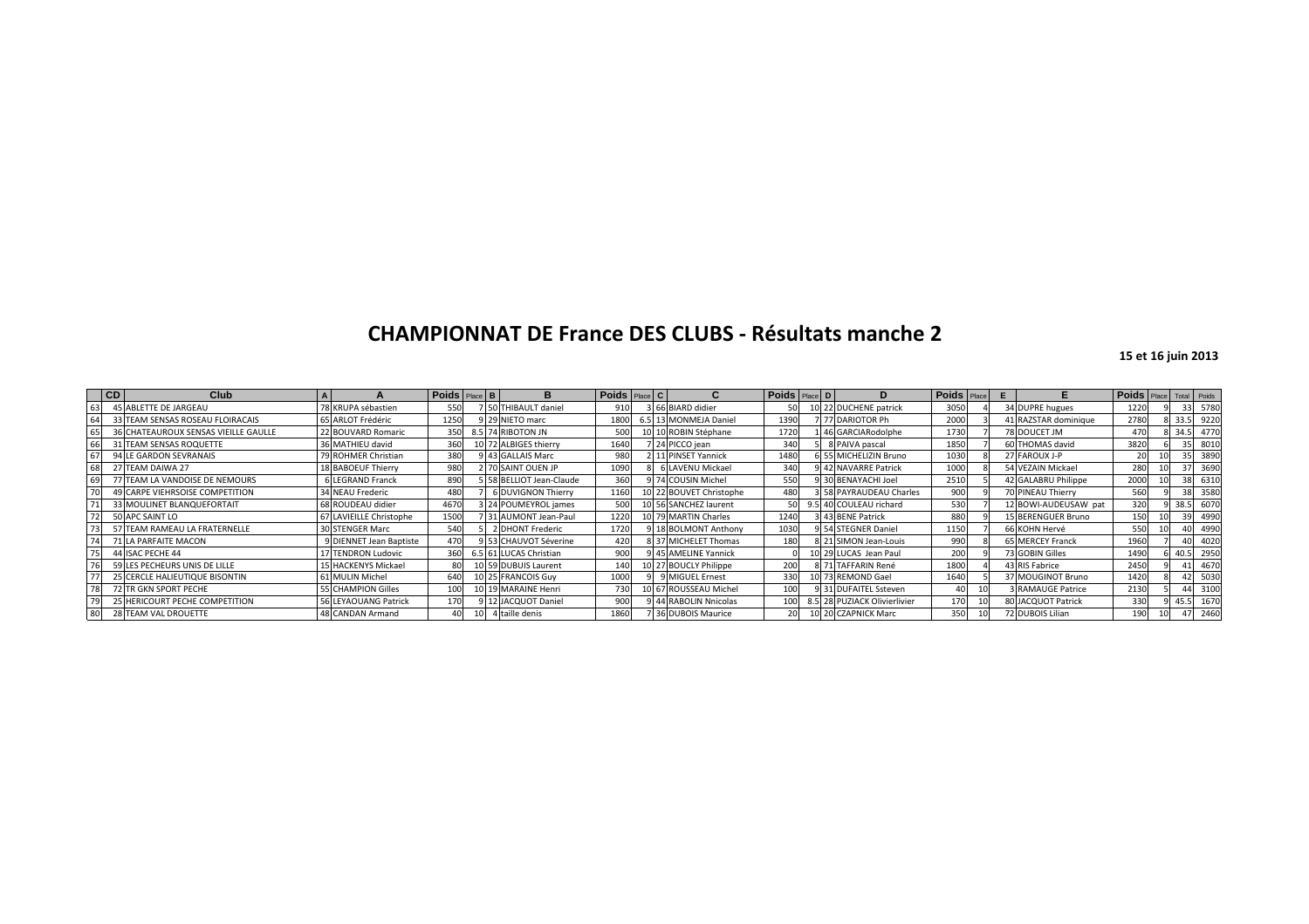# CHAMPIONNAT DE France DES CLUBS - Résultats manche 2

**15 et 16 juin 2013**

| | CD | Club | A | A | Poids | Place | B | B | Poids | Place | C | C | Poids | Place | D | D | Poids | Place | E | E | Poids | Place | Total | Poids |
|---|---|---|---|---|---|---|---|---|---|---|---|---|---|---|---|---|---|---|---|---|---|---|---|---|
| 63 | 45 | ABLETTE DE JARGEAU | 78 | KRUPA sébastien | 550 | 7 | 50 | THIBAULT daniel | 910 | 3 | 66 | BIARD didier | 50 | 10 | 22 | DUCHENE patrick | 3050 | 4 | 34 | DUPRE hugues | 1220 | 9 | 33 | 5780 |
| 64 | 33 | TEAM SENSAS ROSEAU FLOIRACAIS | 65 | ARLOT Frédéric | 1250 | 9 | 29 | NIETO marc | 1800 | 6.5 | 13 | MONMEJA Daniel | 1390 | 7 | 77 | DARIOTOR Ph | 2000 | 3 | 41 | RAZSTAR dominique | 2780 | 8 | 33.5 | 9220 |
| 65 | 36 | CHATEAUROUX SENSAS VIEILLE GAULLE | 22 | BOUVARD Romaric | 350 | 8.5 | 74 | RIBOTON JN | 500 | 10 | 10 | ROBIN Stéphane | 1720 | 1 | 46 | GARCIARodolphe | 1730 | 7 | 78 | DOUCET JM | 470 | 8 | 34.5 | 4770 |
| 66 | 31 | TEAM SENSAS ROQUETTE | 36 | MATHIEU david | 360 | 10 | 72 | ALBIGES thierry | 1640 | 7 | 24 | PICCO jean | 340 | 5 | 8 | PAIVA pascal | 1850 | 7 | 60 | THOMAS david | 3820 | 6 | 35 | 8010 |
| 67 | 94 | LE GARDON SEVRANAIS | 79 | ROHMER Christian | 380 | 9 | 43 | GALLAIS Marc | 980 | 2 | 11 | PINSET Yannick | 1480 | 6 | 55 | MICHELIZIN Bruno | 1030 | 8 | 27 | FAROUX J-P | 20 | 10 | 35 | 3890 |
| 68 | 27 | TEAM DAIWA 27 | 18 | BABOEUF Thierry | 980 | 2 | 70 | SAINT OUEN JP | 1090 | 8 | 6 | LAVENU Mickael | 340 | 9 | 42 | NAVARRE Patrick | 1000 | 8 | 54 | VEZAIN Mickael | 280 | 10 | 37 | 3690 |
| 69 | 77 | TEAM LA VANDOISE DE NEMOURS | 6 | LEGRAND Franck | 890 | 5 | 58 | BELLIOT Jean-Claude | 360 | 9 | 74 | COUSIN Michel | 550 | 9 | 30 | BENAYACHI Joel | 2510 | 5 | 42 | GALABRU Philippe | 2000 | 10 | 38 | 6310 |
| 70 | 49 | CARPE VIEHRSOISE COMPETITION | 34 | NEAU Frederic | 480 | 7 | 6 | DUVIGNON Thierry | 1160 | 10 | 22 | BOUVET Christophe | 480 | 3 | 58 | PAYRAUDEAU Charles | 900 | 9 | 70 | PINEAU Thierry | 560 | 9 | 38 | 3580 |
| 71 | 33 | MOULINET BLANQUEFORTAIT | 68 | ROUDEAU didier | 4670 | 3 | 24 | POUMEYROL james | 500 | 10 | 56 | SANCHEZ laurent | 50 | 9.5 | 40 | COULEAU richard | 530 | 7 | 12 | BOWI-AUDEUSAW pat | 320 | 9 | 38.5 | 6070 |
| 72 | 50 | APC SAINT LO | 67 | LAVIEILLE Christophe | 1500 | 7 | 31 | AUMONT Jean-Paul | 1220 | 10 | 79 | MARTIN Charles | 1240 | 3 | 43 | BENE Patrick | 880 | 9 | 15 | BERENGUER Bruno | 150 | 10 | 39 | 4990 |
| 73 | 57 | TEAM RAMEAU LA FRATERNELLE | 30 | STENGER Marc | 540 | 5 | 2 | DHONT Frederic | 1720 | 9 | 18 | BOLMONT Anthony | 1030 | 9 | 54 | STEGNER Daniel | 1150 | 7 | 66 | KOHN Hervé | 550 | 10 | 40 | 4990 |
| 74 | 71 | LA PARFAITE MACON | 9 | DIENNET Jean Baptiste | 470 | 9 | 53 | CHAUVOT Séverine | 420 | 8 | 37 | MICHELET Thomas | 180 | 8 | 21 | SIMON Jean-Louis | 990 | 8 | 65 | MERCEY Franck | 1960 | 7 | 40 | 4020 |
| 75 | 44 | ISAC PECHE 44 | 17 | TENDRON Ludovic | 360 | 6.5 | 61 | LUCAS Christian | 900 | 9 | 45 | AMELINE Yannick | 0 | 10 | 29 | LUCAS Jean Paul | 200 | 9 | 73 | GOBIN Gilles | 1490 | 6 | 40.5 | 2950 |
| 76 | 59 | LES PECHEURS UNIS DE LILLE | 15 | HACKENYS Mickael | 80 | 10 | 59 | DUBUIS Laurent | 140 | 10 | 27 | BOUCLY Philippe | 200 | 8 | 71 | TAFFARIN René | 1800 | 4 | 43 | RIS Fabrice | 2450 | 9 | 41 | 4670 |
| 77 | 25 | CERCLE HALIEUTIQUE BISONTIN | 61 | MULIN Michel | 640 | 10 | 25 | FRANCOIS Guy | 1000 | 9 | 9 | MIGUEL Ernest | 330 | 10 | 73 | REMOND Gael | 1640 | 5 | 37 | MOUGINOT Bruno | 1420 | 8 | 42 | 5030 |
| 78 | 72 | TR GKN SPORT PECHE | 55 | CHAMPION Gilles | 100 | 10 | 19 | MARAINE Henri | 730 | 10 | 67 | ROUSSEAU Michel | 100 | 9 | 31 | DUFAITEL Ssteven | 40 | 10 | 3 | RAMAUGE Patrice | 2130 | 5 | 44 | 3100 |
| 79 | 25 | HERICOURT PECHE COMPETITION | 56 | LEYAOUANG Patrick | 170 | 9 | 12 | JACQUOT Daniel | 900 | 9 | 44 | RABOLIN Nnicolas | 100 | 8.5 | 28 | PUZIACK Olivierlivier | 170 | 10 | 80 | JACQUOT Patrick | 330 | 9 | 45.5 | 1670 |
| 80 | 28 | TEAM VAL DROUETTE | 48 | CANDAN Armand | 40 | 10 | 4 | taille denis | 1860 | 7 | 36 | DUBOIS Maurice | 20 | 10 | 20 | CZAPNICK Marc | 350 | 10 | 72 | DUBOIS Lilian | 190 | 10 | 47 | 2460 |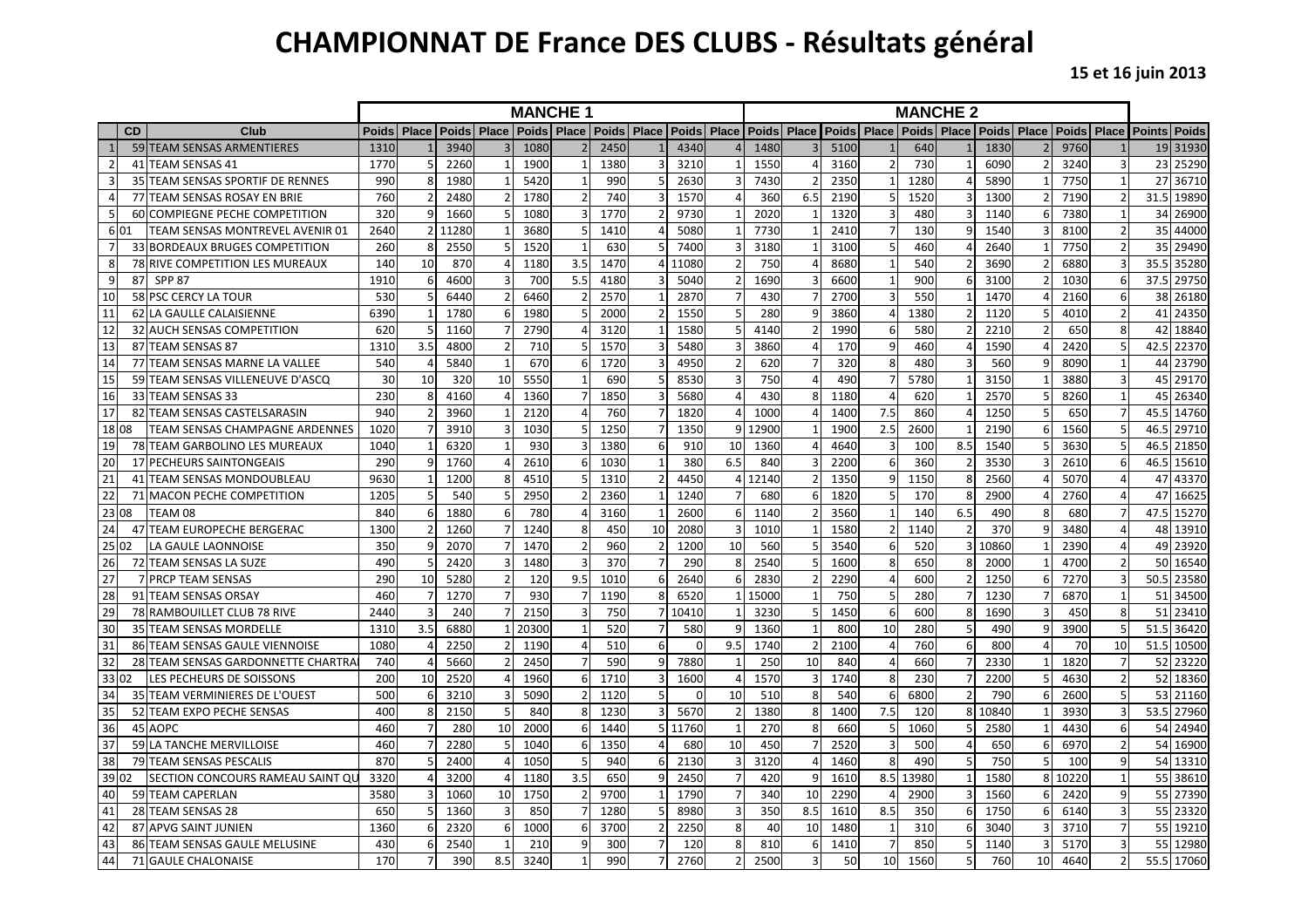# CHAMPIONNAT DE France DES CLUBS - Résultats général

**15 et 16 juin 2013**

| | CD | Club | MANCHE 1 | | | | | | | | | | MANCHE 2 | | | | | | | | | | | |
|---|---|---|---|---|---|---|---|---|---|---|---|---|---|---|---|---|---|---|---|---|---|---|---|---|
| | | | Poids | Place | Poids | Place | Poids | Place | Poids | Place | Poids | Place | Poids | Place | Poids | Place | Poids | Place | Poids | Place | Poids | Place | Points | Poids |
| 1 | 59 | TEAM SENSAS ARMENTIERES | 1310 | 1 | 3940 | 3 | 1080 | 2 | 2450 | 1 | 4340 | 4 | 1480 | 3 | 5100 | 1 | 640 | 1 | 1830 | 2 | 9760 | 1 | 19 | 31930 |
| 2 | 41 | TEAM SENSAS 41 | 1770 | 5 | 2260 | 1 | 1900 | 1 | 1380 | 3 | 3210 | 1 | 1550 | 4 | 3160 | 2 | 730 | 1 | 6090 | 2 | 3240 | 3 | 23 | 25290 |
| 3 | 35 | TEAM SENSAS SPORTIF DE RENNES | 990 | 8 | 1980 | 1 | 5420 | 1 | 990 | 5 | 2630 | 3 | 7430 | 2 | 2350 | 1 | 1280 | 4 | 5890 | 1 | 7750 | 1 | 27 | 36710 |
| 4 | 77 | TEAM SENSAS ROSAY EN BRIE | 760 | 2 | 2480 | 2 | 1780 | 2 | 740 | 3 | 1570 | 4 | 360 | 6.5 | 2190 | 5 | 1520 | 3 | 1300 | 2 | 7190 | 2 | 31.5 | 19890 |
| 5 | 60 | COMPIEGNE PECHE COMPETITION | 320 | 9 | 1660 | 5 | 1080 | 3 | 1770 | 2 | 9730 | 1 | 2020 | 1 | 1320 | 3 | 480 | 3 | 1140 | 6 | 7380 | 1 | 34 | 26900 |
| 6 | 01 | TEAM SENSAS MONTREVEL AVENIR 01 | 2640 | 2 | 11280 | 1 | 3680 | 5 | 1410 | 4 | 5080 | 1 | 7730 | 1 | 2410 | 7 | 130 | 9 | 1540 | 3 | 8100 | 2 | 35 | 44000 |
| 7 | 33 | BORDEAUX BRUGES COMPETITION | 260 | 8 | 2550 | 5 | 1520 | 1 | 630 | 5 | 7400 | 3 | 3180 | 1 | 3100 | 5 | 460 | 4 | 2640 | 1 | 7750 | 2 | 35 | 29490 |
| 8 | 78 | RIVE COMPETITION LES MUREAUX | 140 | 10 | 870 | 4 | 1180 | 3.5 | 1470 | 4 | 11080 | 2 | 750 | 4 | 8680 | 1 | 540 | 2 | 3690 | 2 | 6880 | 3 | 35.5 | 35280 |
| 9 | 87 | SPP 87 | 1910 | 6 | 4600 | 3 | 700 | 5.5 | 4180 | 3 | 5040 | 2 | 1690 | 3 | 6600 | 1 | 900 | 6 | 3100 | 2 | 1030 | 6 | 37.5 | 29750 |
| 10 | 58 | PSC CERCY LA TOUR | 530 | 5 | 6440 | 2 | 6460 | 2 | 2570 | 1 | 2870 | 7 | 430 | 7 | 2700 | 3 | 550 | 1 | 1470 | 4 | 2160 | 6 | 38 | 26180 |
| 11 | 62 | LA GAULLE CALAISIENNE | 6390 | 1 | 1780 | 6 | 1980 | 5 | 2000 | 2 | 1550 | 5 | 280 | 9 | 3860 | 4 | 1380 | 2 | 1120 | 5 | 4010 | 2 | 41 | 24350 |
| 12 | 32 | AUCH SENSAS COMPETITION | 620 | 5 | 1160 | 7 | 2790 | 4 | 3120 | 1 | 1580 | 5 | 4140 | 2 | 1990 | 6 | 580 | 2 | 2210 | 2 | 650 | 8 | 42 | 18840 |
| 13 | 87 | TEAM SENSAS 87 | 1310 | 3.5 | 4800 | 2 | 710 | 5 | 1570 | 3 | 5480 | 3 | 3860 | 4 | 170 | 9 | 460 | 4 | 1590 | 4 | 2420 | 5 | 42.5 | 22370 |
| 14 | 77 | TEAM SENSAS MARNE LA VALLEE | 540 | 4 | 5840 | 1 | 670 | 6 | 1720 | 3 | 4950 | 2 | 620 | 7 | 320 | 8 | 480 | 3 | 560 | 9 | 8090 | 1 | 44 | 23790 |
| 15 | 59 | TEAM SENSAS VILLENEUVE D'ASCQ | 30 | 10 | 320 | 10 | 5550 | 1 | 690 | 5 | 8530 | 3 | 750 | 4 | 490 | 7 | 5780 | 1 | 3150 | 1 | 3880 | 3 | 45 | 29170 |
| 16 | 33 | TEAM SENSAS 33 | 230 | 8 | 4160 | 4 | 1360 | 7 | 1850 | 3 | 5680 | 4 | 430 | 8 | 1180 | 4 | 620 | 1 | 2570 | 5 | 8260 | 1 | 45 | 26340 |
| 17 | 82 | TEAM SENSAS CASTELSARASIN | 940 | 2 | 3960 | 1 | 2120 | 4 | 760 | 7 | 1820 | 4 | 1000 | 4 | 1400 | 7.5 | 860 | 4 | 1250 | 5 | 650 | 7 | 45.5 | 14760 |
| 18 | 08 | TEAM SENSAS CHAMPAGNE ARDENNES | 1020 | 7 | 3910 | 3 | 1030 | 5 | 1250 | 7 | 1350 | 9 | 12900 | 1 | 1900 | 2.5 | 2600 | 1 | 2190 | 6 | 1560 | 5 | 46.5 | 29710 |
| 19 | 78 | TEAM GARBOLINO LES MUREAUX | 1040 | 1 | 6320 | 1 | 930 | 3 | 1380 | 6 | 910 | 10 | 1360 | 4 | 4640 | 3 | 100 | 8.5 | 1540 | 5 | 3630 | 5 | 46.5 | 21850 |
| 20 | 17 | PECHEURS SAINTONGEAIS | 290 | 9 | 1760 | 4 | 2610 | 6 | 1030 | 1 | 380 | 6.5 | 840 | 3 | 2200 | 6 | 360 | 2 | 3530 | 3 | 2610 | 6 | 46.5 | 15610 |
| 21 | 41 | TEAM SENSAS MONDOUBLEAU | 9630 | 1 | 1200 | 8 | 4510 | 5 | 1310 | 2 | 4450 | 4 | 12140 | 2 | 1350 | 9 | 1150 | 8 | 2560 | 4 | 5070 | 4 | 47 | 43370 |
| 22 | 71 | MACON PECHE COMPETITION | 1205 | 5 | 540 | 5 | 2950 | 2 | 2360 | 1 | 1240 | 7 | 680 | 6 | 1820 | 5 | 170 | 8 | 2900 | 4 | 2760 | 4 | 47 | 16625 |
| 23 | 08 | TEAM 08 | 840 | 6 | 1880 | 6 | 780 | 4 | 3160 | 1 | 2600 | 6 | 1140 | 2 | 3560 | 1 | 140 | 6.5 | 490 | 8 | 680 | 7 | 47.5 | 15270 |
| 24 | 47 | TEAM EUROPECHE BERGERAC | 1300 | 2 | 1260 | 7 | 1240 | 8 | 450 | 10 | 2080 | 3 | 1010 | 1 | 1580 | 2 | 1140 | 2 | 370 | 9 | 3480 | 4 | 48 | 13910 |
| 25 | 02 | LA GAULE LAONNOISE | 350 | 9 | 2070 | 7 | 1470 | 2 | 960 | 2 | 1200 | 10 | 560 | 5 | 3540 | 6 | 520 | 3 | 10860 | 1 | 2390 | 4 | 49 | 23920 |
| 26 | 72 | TEAM SENSAS LA SUZE | 490 | 5 | 2420 | 3 | 1480 | 3 | 370 | 7 | 290 | 8 | 2540 | 5 | 1600 | 8 | 650 | 8 | 2000 | 1 | 4700 | 2 | 50 | 16540 |
| 27 | 7 | PRCP TEAM SENSAS | 290 | 10 | 5280 | 2 | 120 | 9.5 | 1010 | 6 | 2640 | 6 | 2830 | 2 | 2290 | 4 | 600 | 2 | 1250 | 6 | 7270 | 3 | 50.5 | 23580 |
| 28 | 91 | TEAM SENSAS ORSAY | 460 | 7 | 1270 | 7 | 930 | 7 | 1190 | 8 | 6520 | 1 | 15000 | 1 | 750 | 5 | 280 | 7 | 1230 | 7 | 6870 | 1 | 51 | 34500 |
| 29 | 78 | RAMBOUILLET CLUB 78 RIVE | 2440 | 3 | 240 | 7 | 2150 | 3 | 750 | 7 | 10410 | 1 | 3230 | 5 | 1450 | 6 | 600 | 8 | 1690 | 3 | 450 | 8 | 51 | 23410 |
| 30 | 35 | TEAM SENSAS MORDELLE | 1310 | 3.5 | 6880 | 1 | 20300 | 1 | 520 | 7 | 580 | 9 | 1360 | 1 | 800 | 10 | 280 | 5 | 490 | 9 | 3900 | 5 | 51.5 | 36420 |
| 31 | 86 | TEAM SENSAS GAULE VIENNOISE | 1080 | 4 | 2250 | 2 | 1190 | 4 | 510 | 6 | 0 | 9.5 | 1740 | 2 | 2100 | 4 | 760 | 6 | 800 | 4 | 70 | 10 | 51.5 | 10500 |
| 32 | 28 | TEAM SENSAS GARDONNETTE CHARTRA | 740 | 4 | 5660 | 2 | 2450 | 7 | 590 | 9 | 7880 | 1 | 250 | 10 | 840 | 4 | 660 | 7 | 2330 | 1 | 1820 | 7 | 52 | 23220 |
| 33 | 02 | LES PECHEURS DE SOISSONS | 200 | 10 | 2520 | 4 | 1960 | 6 | 1710 | 3 | 1600 | 4 | 1570 | 3 | 1740 | 8 | 230 | 7 | 2200 | 5 | 4630 | 2 | 52 | 18360 |
| 34 | 35 | TEAM VERMINIERES DE L'OUEST | 500 | 6 | 3210 | 3 | 5090 | 2 | 1120 | 5 | 0 | 10 | 510 | 8 | 540 | 6 | 6800 | 2 | 790 | 6 | 2600 | 5 | 53 | 21160 |
| 35 | 52 | TEAM EXPO PECHE SENSAS | 400 | 8 | 2150 | 5 | 840 | 8 | 1230 | 3 | 5670 | 2 | 1380 | 8 | 1400 | 7.5 | 120 | 8 | 10840 | 1 | 3930 | 3 | 53.5 | 27960 |
| 36 | 45 | AOPC | 460 | 7 | 280 | 10 | 2000 | 6 | 1440 | 5 | 11760 | 1 | 270 | 8 | 660 | 5 | 1060 | 5 | 2580 | 1 | 4430 | 6 | 54 | 24940 |
| 37 | 59 | LA TANCHE MERVILLOISE | 460 | 7 | 2280 | 5 | 1040 | 6 | 1350 | 4 | 680 | 10 | 450 | 7 | 2520 | 3 | 500 | 4 | 650 | 6 | 6970 | 2 | 54 | 16900 |
| 38 | 79 | TEAM SENSAS PESCALIS | 870 | 5 | 2400 | 4 | 1050 | 5 | 940 | 6 | 2130 | 3 | 3120 | 4 | 1460 | 8 | 490 | 5 | 750 | 5 | 100 | 9 | 54 | 13310 |
| 39 | 02 | SECTION CONCOURS RAMEAU SAINT QU | 3320 | 4 | 3200 | 4 | 1180 | 3.5 | 650 | 9 | 2450 | 7 | 420 | 9 | 1610 | 8.5 | 13980 | 1 | 1580 | 8 | 10220 | 1 | 55 | 38610 |
| 40 | 59 | TEAM CAPERLAN | 3580 | 3 | 1060 | 10 | 1750 | 2 | 9700 | 1 | 1790 | 7 | 340 | 10 | 2290 | 4 | 2900 | 3 | 1560 | 6 | 2420 | 9 | 55 | 27390 |
| 41 | 28 | TEAM SENSAS 28 | 650 | 5 | 1360 | 3 | 850 | 7 | 1280 | 5 | 8980 | 3 | 350 | 8.5 | 1610 | 8.5 | 350 | 6 | 1750 | 6 | 6140 | 3 | 55 | 23320 |
| 42 | 87 | APVG SAINT JUNIEN | 1360 | 6 | 2320 | 6 | 1000 | 6 | 3700 | 2 | 2250 | 8 | 40 | 10 | 1480 | 1 | 310 | 6 | 3040 | 3 | 3710 | 7 | 55 | 19210 |
| 43 | 86 | TEAM SENSAS GAULE MELUSINE | 430 | 6 | 2540 | 1 | 210 | 9 | 300 | 7 | 120 | 8 | 810 | 6 | 1410 | 7 | 850 | 5 | 1140 | 3 | 5170 | 3 | 55 | 12980 |
| 44 | 71 | GAULE CHALONAISE | 170 | 7 | 390 | 8.5 | 3240 | 1 | 990 | 7 | 2760 | 2 | 2500 | 3 | 50 | 10 | 1560 | 5 | 760 | 10 | 4640 | 2 | 55.5 | 17060 |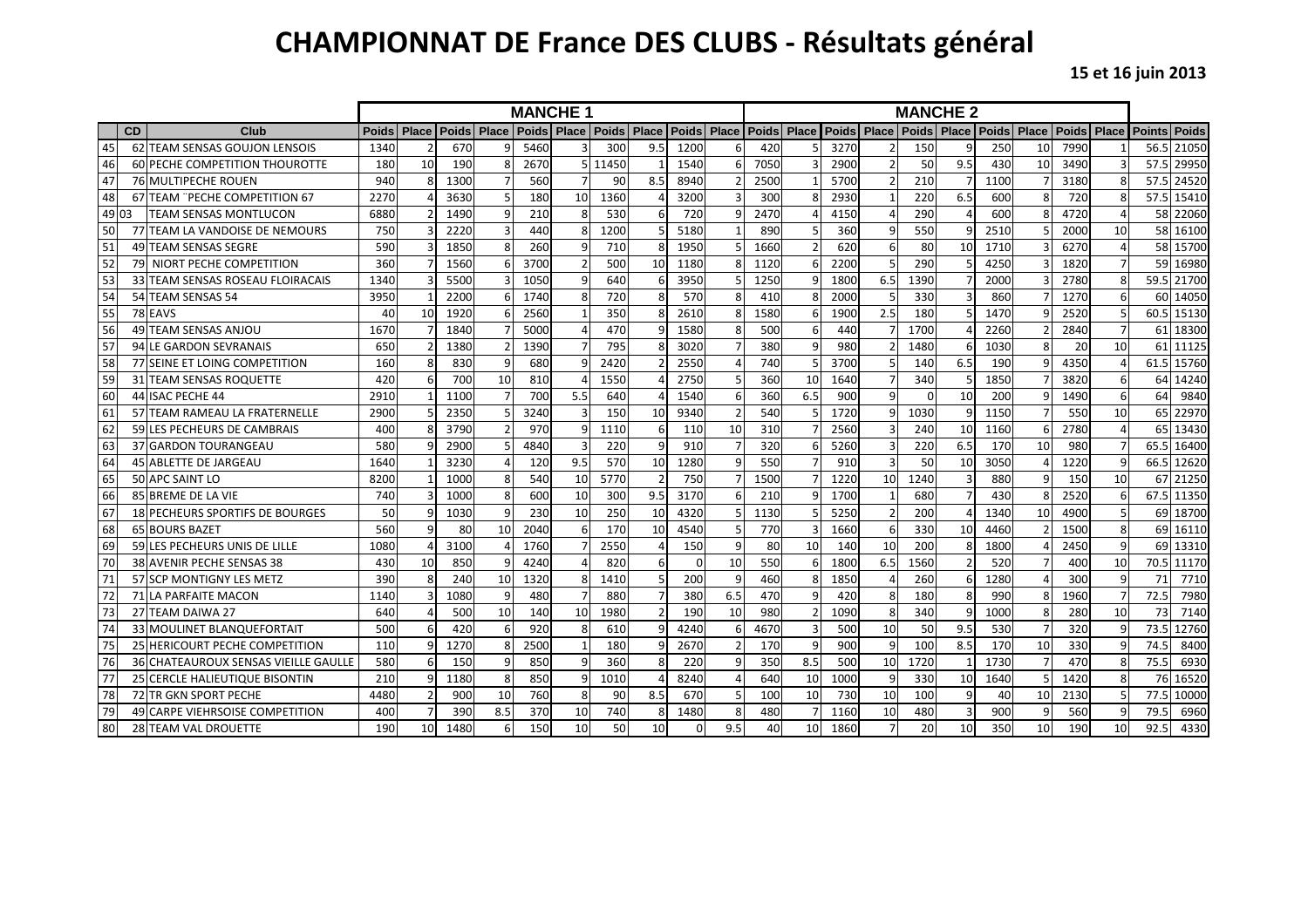# CHAMPIONNAT DE France DES CLUBS - Résultats général

**15 et 16 juin 2013**

| | | | MANCHE 1 | | | | | | | | | | MANCHE 2 | | | | | | | | | | | |
|---|---|---|---|---|---|---|---|---|---|---|---|---|---|---|---|---|---|---|---|---|---|---|---|---|
| | CD | Club | Poids | Place | Poids | Place | Poids | Place | Poids | Place | Poids | Place | Poids | Place | Poids | Place | Poids | Place | Poids | Place | Poids | Place | Points | Poids |
| 45 | 62 | TEAM SENSAS GOUJON LENSOIS | 1340 | 2 | 670 | 9 | 5460 | 3 | 300 | 9.5 | 1200 | 6 | 420 | 5 | 3270 | 2 | 150 | 9 | 250 | 10 | 7990 | 1 | 56.5 | 21050 |
| 46 | 60 | PECHE COMPETITION THOUROTTE | 180 | 10 | 190 | 8 | 2670 | 5 | 11450 | 1 | 1540 | 6 | 7050 | 3 | 2900 | 2 | 50 | 9.5 | 430 | 10 | 3490 | 3 | 57.5 | 29950 |
| 47 | 76 | MULTIPECHE ROUEN | 940 | 8 | 1300 | 7 | 560 | 7 | 90 | 8.5 | 8940 | 2 | 2500 | 1 | 5700 | 2 | 210 | 7 | 1100 | 7 | 3180 | 8 | 57.5 | 24520 |
| 48 | 67 | TEAM ¨PECHE COMPETITION 67 | 2270 | 4 | 3630 | 5 | 180 | 10 | 1360 | 4 | 3200 | 3 | 300 | 8 | 2930 | 1 | 220 | 6.5 | 600 | 8 | 720 | 8 | 57.5 | 15410 |
| 49 | 03 | TEAM SENSAS MONTLUCON | 6880 | 2 | 1490 | 9 | 210 | 8 | 530 | 6 | 720 | 9 | 2470 | 4 | 4150 | 4 | 290 | 4 | 600 | 8 | 4720 | 4 | 58 | 22060 |
| 50 | 77 | TEAM LA VANDOISE DE NEMOURS | 750 | 3 | 2220 | 3 | 440 | 8 | 1200 | 5 | 5180 | 1 | 890 | 5 | 360 | 9 | 550 | 9 | 2510 | 5 | 2000 | 10 | 58 | 16100 |
| 51 | 49 | TEAM SENSAS SEGRE | 590 | 3 | 1850 | 8 | 260 | 9 | 710 | 8 | 1950 | 5 | 1660 | 2 | 620 | 6 | 80 | 10 | 1710 | 3 | 6270 | 4 | 58 | 15700 |
| 52 | 79 | NIORT PECHE COMPETITION | 360 | 7 | 1560 | 6 | 3700 | 2 | 500 | 10 | 1180 | 8 | 1120 | 6 | 2200 | 5 | 290 | 5 | 4250 | 3 | 1820 | 7 | 59 | 16980 |
| 53 | 33 | TEAM SENSAS ROSEAU FLOIRACAIS | 1340 | 3 | 5500 | 3 | 1050 | 9 | 640 | 6 | 3950 | 5 | 1250 | 9 | 1800 | 6.5 | 1390 | 7 | 2000 | 3 | 2780 | 8 | 59.5 | 21700 |
| 54 | 54 | TEAM SENSAS 54 | 3950 | 1 | 2200 | 6 | 1740 | 8 | 720 | 8 | 570 | 8 | 410 | 8 | 2000 | 5 | 330 | 3 | 860 | 7 | 1270 | 6 | 60 | 14050 |
| 55 | 78 | EAVS | 40 | 10 | 1920 | 6 | 2560 | 1 | 350 | 8 | 2610 | 8 | 1580 | 6 | 1900 | 2.5 | 180 | 5 | 1470 | 9 | 2520 | 5 | 60.5 | 15130 |
| 56 | 49 | TEAM SENSAS ANJOU | 1670 | 7 | 1840 | 7 | 5000 | 4 | 470 | 9 | 1580 | 8 | 500 | 6 | 440 | 7 | 1700 | 4 | 2260 | 2 | 2840 | 7 | 61 | 18300 |
| 57 | 94 | LE GARDON SEVRANAIS | 650 | 2 | 1380 | 2 | 1390 | 7 | 795 | 8 | 3020 | 7 | 380 | 9 | 980 | 2 | 1480 | 6 | 1030 | 8 | 20 | 10 | 61 | 11125 |
| 58 | 77 | SEINE ET LOING COMPETITION | 160 | 8 | 830 | 9 | 680 | 9 | 2420 | 2 | 2550 | 4 | 740 | 5 | 3700 | 5 | 140 | 6.5 | 190 | 9 | 4350 | 4 | 61.5 | 15760 |
| 59 | 31 | TEAM SENSAS ROQUETTE | 420 | 6 | 700 | 10 | 810 | 4 | 1550 | 4 | 2750 | 5 | 360 | 10 | 1640 | 7 | 340 | 5 | 1850 | 7 | 3820 | 6 | 64 | 14240 |
| 60 | 44 | ISAC PECHE 44 | 2910 | 1 | 1100 | 7 | 700 | 5.5 | 640 | 4 | 1540 | 6 | 360 | 6.5 | 900 | 9 | 0 | 10 | 200 | 9 | 1490 | 6 | 64 | 9840 |
| 61 | 57 | TEAM RAMEAU LA FRATERNELLE | 2900 | 5 | 2350 | 5 | 3240 | 3 | 150 | 10 | 9340 | 2 | 540 | 5 | 1720 | 9 | 1030 | 9 | 1150 | 7 | 550 | 10 | 65 | 22970 |
| 62 | 59 | LES PECHEURS DE CAMBRAIS | 400 | 8 | 3790 | 2 | 970 | 9 | 1110 | 6 | 110 | 10 | 310 | 7 | 2560 | 3 | 240 | 10 | 1160 | 6 | 2780 | 4 | 65 | 13430 |
| 63 | 37 | GARDON TOURANGEAU | 580 | 9 | 2900 | 5 | 4840 | 3 | 220 | 9 | 910 | 7 | 320 | 6 | 5260 | 3 | 220 | 6.5 | 170 | 10 | 980 | 7 | 65.5 | 16400 |
| 64 | 45 | ABLETTE DE JARGEAU | 1640 | 1 | 3230 | 4 | 120 | 9.5 | 570 | 10 | 1280 | 9 | 550 | 7 | 910 | 3 | 50 | 10 | 3050 | 4 | 1220 | 9 | 66.5 | 12620 |
| 65 | 50 | APC SAINT LO | 8200 | 1 | 1000 | 8 | 540 | 10 | 5770 | 2 | 750 | 7 | 1500 | 7 | 1220 | 10 | 1240 | 3 | 880 | 9 | 150 | 10 | 67 | 21250 |
| 66 | 85 | BREME DE LA VIE | 740 | 3 | 1000 | 8 | 600 | 10 | 300 | 9.5 | 3170 | 6 | 210 | 9 | 1700 | 1 | 680 | 7 | 430 | 8 | 2520 | 6 | 67.5 | 11350 |
| 67 | 18 | PECHEURS SPORTIFS DE BOURGES | 50 | 9 | 1030 | 9 | 230 | 10 | 250 | 10 | 4320 | 5 | 1130 | 5 | 5250 | 2 | 200 | 4 | 1340 | 10 | 4900 | 5 | 69 | 18700 |
| 68 | 65 | BOURS BAZET | 560 | 9 | 80 | 10 | 2040 | 6 | 170 | 10 | 4540 | 5 | 770 | 3 | 1660 | 6 | 330 | 10 | 4460 | 2 | 1500 | 8 | 69 | 16110 |
| 69 | 59 | LES PECHEURS UNIS DE LILLE | 1080 | 4 | 3100 | 4 | 1760 | 7 | 2550 | 4 | 150 | 9 | 80 | 10 | 140 | 10 | 200 | 8 | 1800 | 4 | 2450 | 9 | 69 | 13310 |
| 70 | 38 | AVENIR PECHE SENSAS 38 | 430 | 10 | 850 | 9 | 4240 | 4 | 820 | 6 | 0 | 10 | 550 | 6 | 1800 | 6.5 | 1560 | 2 | 520 | 7 | 400 | 10 | 70.5 | 11170 |
| 71 | 57 | SCP MONTIGNY LES METZ | 390 | 8 | 240 | 10 | 1320 | 8 | 1410 | 5 | 200 | 9 | 460 | 8 | 1850 | 4 | 260 | 6 | 1280 | 4 | 300 | 9 | 71 | 7710 |
| 72 | 71 | LA PARFAITE MACON | 1140 | 3 | 1080 | 9 | 480 | 7 | 880 | 7 | 380 | 6.5 | 470 | 9 | 420 | 8 | 180 | 8 | 990 | 8 | 1960 | 7 | 72.5 | 7980 |
| 73 | 27 | TEAM DAIWA 27 | 640 | 4 | 500 | 10 | 140 | 10 | 1980 | 2 | 190 | 10 | 980 | 2 | 1090 | 8 | 340 | 9 | 1000 | 8 | 280 | 10 | 73 | 7140 |
| 74 | 33 | MOULINET BLANQUEFORTAIT | 500 | 6 | 420 | 6 | 920 | 8 | 610 | 9 | 4240 | 6 | 4670 | 3 | 500 | 10 | 50 | 9.5 | 530 | 7 | 320 | 9 | 73.5 | 12760 |
| 75 | 25 | HERICOURT PECHE COMPETITION | 110 | 9 | 1270 | 8 | 2500 | 1 | 180 | 9 | 2670 | 2 | 170 | 9 | 900 | 9 | 100 | 8.5 | 170 | 10 | 330 | 9 | 74.5 | 8400 |
| 76 | 36 | CHATEAUROUX SENSAS VIEILLE GAULLE | 580 | 6 | 150 | 9 | 850 | 9 | 360 | 8 | 220 | 9 | 350 | 8.5 | 500 | 10 | 1720 | 1 | 1730 | 7 | 470 | 8 | 75.5 | 6930 |
| 77 | 25 | CERCLE HALIEUTIQUE BISONTIN | 210 | 9 | 1180 | 8 | 850 | 9 | 1010 | 4 | 8240 | 4 | 640 | 10 | 1000 | 9 | 330 | 10 | 1640 | 5 | 1420 | 8 | 76 | 16520 |
| 78 | 72 | TR GKN SPORT PECHE | 4480 | 2 | 900 | 10 | 760 | 8 | 90 | 8.5 | 670 | 5 | 100 | 10 | 730 | 10 | 100 | 9 | 40 | 10 | 2130 | 5 | 77.5 | 10000 |
| 79 | 49 | CARPE VIEHRSOISE COMPETITION | 400 | 7 | 390 | 8.5 | 370 | 10 | 740 | 8 | 1480 | 8 | 480 | 7 | 1160 | 10 | 480 | 3 | 900 | 9 | 560 | 9 | 79.5 | 6960 |
| 80 | 28 | TEAM VAL DROUETTE | 190 | 10 | 1480 | 6 | 150 | 10 | 50 | 10 | 0 | 9.5 | 40 | 10 | 1860 | 7 | 20 | 10 | 350 | 10 | 190 | 10 | 92.5 | 4330 |